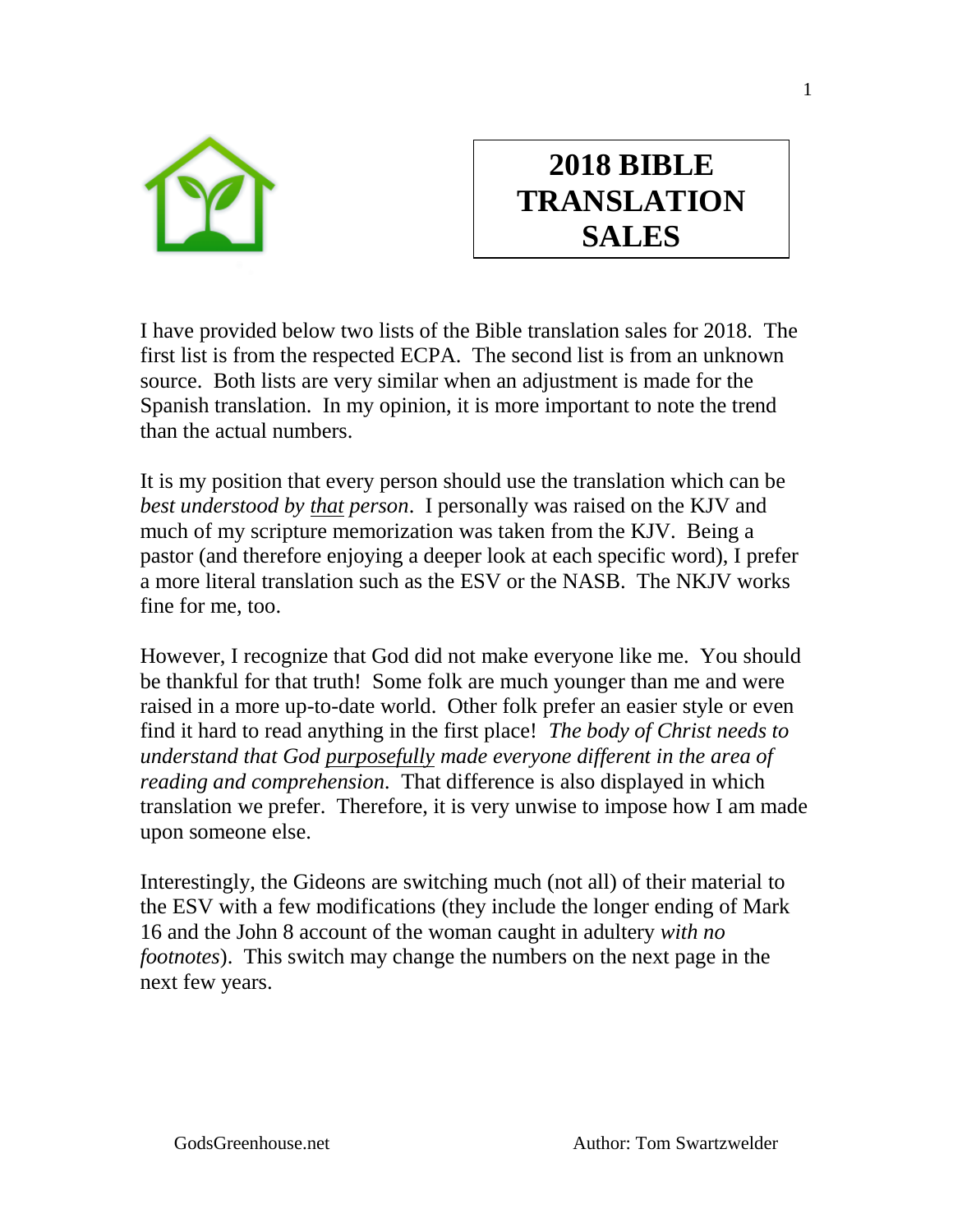# 2018 BIBLE TRANSLATION SALES

I have provided below two lists of the Bible translation sales for 2018. The first list is from the respected ECPA. The second list is from an unknown source. Both lists are very similar when an adjustment is made for the Spanish translation. In my opinion, it is more important to note the trend than the actual numbers.

It is my position that every person should use the translation which can be *best understood by <u>that</u> person*. I personally was raised on the KJV and much of my scripture memorization was taken from the KJV. Being a pastor (and therefore enjoying a deeper look at each specific word), I prefer a more literal translation such as the ESV or the NASB. The NKJV works fine for me, too.

However, I recognize that God did not make everyone like me. You should be thankful for that truth! Some folk are much younger than me and were raised in a more up-to-date world. Other folk prefer an easier style or even find it hard to read anything in the first place! *The body of Christ needs to understand that God <u>purposefully</u> made everyone different in the area of reading and comprehension.* That difference is also displayed in which translation we prefer. Therefore, it is very unwise to impose how I am made upon someone else.

Interestingly, the Gideons are switching much (not all) of their material to the ESV with a few modifications (they include the longer ending of Mark 16 and the John 8 account of the woman caught in adultery *with no footnotes*). This switch may change the numbers on the next page in the next few years.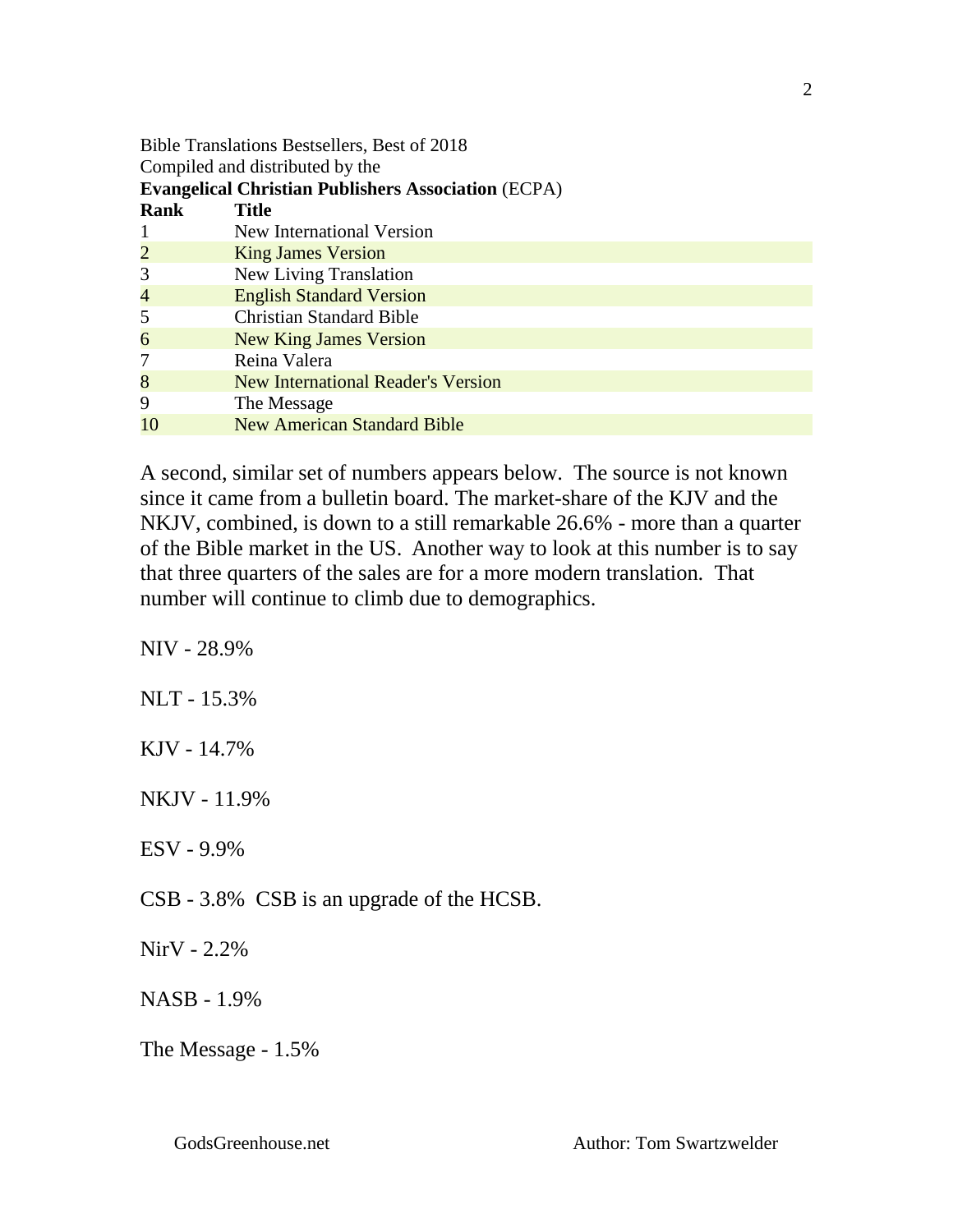Bible Translations Bestsellers, Best of 2018
Compiled and distributed by the
**Evangelical Christian Publishers Association** (ECPA)

| **Rank** | **Title** |
|---|---|
| 1 | New International Version |
| 2 | King James Version |
| 3 | New Living Translation |
| 4 | English Standard Version |
| 5 | Christian Standard Bible |
| 6 | New King James Version |
| 7 | Reina Valera |
| 8 | New International Reader's Version |
| 9 | The Message |
| 10 | New American Standard Bible |

A second, similar set of numbers appears below. The source is not known since it came from a bulletin board. The market-share of the KJV and the NKJV, combined, is down to a still remarkable 26.6% - more than a quarter of the Bible market in the US. Another way to look at this number is to say that three quarters of the sales are for a more modern translation. That number will continue to climb due to demographics.

NIV - 28.9%

NLT - 15.3%

KJV - 14.7%

NKJV - 11.9%

ESV - 9.9%

CSB - 3.8% CSB is an upgrade of the HCSB.

NirV - 2.2%

NASB - 1.9%

The Message - 1.5%